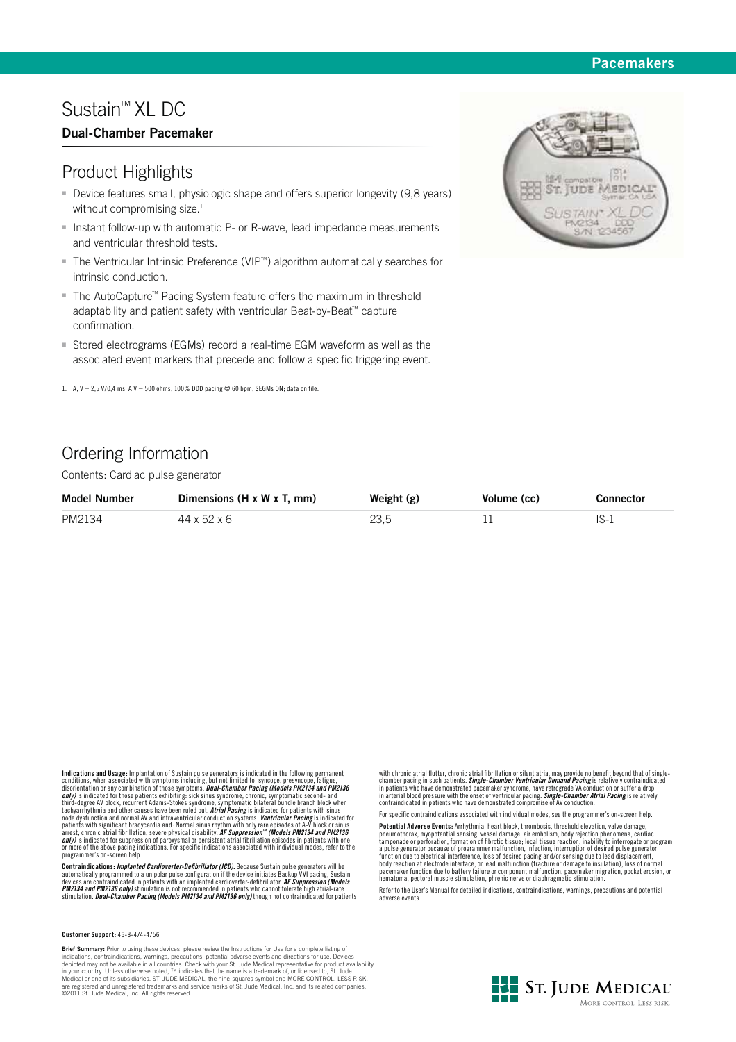Pacemakers

# Sustain™ XL DC

## Dual-Chamber Pacemaker

## Product Highlights

- Device features small, physiologic shape and offers superior longevity (9,8 years) without compromising size.[1]
- Instant follow-up with automatic P- or R-wave, lead impedance measurements and ventricular threshold tests.
- The Ventricular Intrinsic Preference (VIP™) algorithm automatically searches for intrinsic conduction.
- The AutoCapture™ Pacing System feature offers the maximum in threshold adaptability and patient safety with ventricular Beat-by-Beat™ capture confirmation.
- Stored electrograms (EGMs) record a real-time EGM waveform as well as the associated event markers that precede and follow a specific triggering event.

1. A, V = 2,5 V/0,4 ms, A,V = 500 ohms, 100% DDD pacing @ 60 bpm, SEGMs ON; data on file.

## Ordering Information

Contents: Cardiac pulse generator

| Model Number | Dimensions (H x W x T, mm) | Weight (g) | Volume (cc) | Connector |
|---|---|---|---|---|
| PM2134 | 44 x 52 x 6 | 23,5 | 11 | IS-1 |

**Indications and Usage:** Implantation of Sustain pulse generators is indicated in the following permanent conditions, when associated with symptoms including, but not limited to: syncope, presyncope, fatigue, disorientation or any combination of those symptoms. ***Dual-Chamber Pacing (Models PM2134 and PM2136 only)*** is indicated for those patients exhibiting: sick sinus syndrome, chronic, symptomatic second- and third-degree AV block, recurrent Adams-Stokes syndrome, symptomatic bilateral bundle branch block when tachyarrhythmia and other causes have been ruled out. ***Atrial Pacing*** is indicated for patients with sinus node dysfunction and normal AV and intraventricular conduction systems. ***Ventricular Pacing*** is indicated for patients with significant bradycardia and: Normal sinus rhythm with only rare episodes of A-V block or sinus arrest, chronic atrial fibrillation, severe physical disability. ***AF Suppression™ (Models PM2134 and PM2136 only)*** is indicated for suppression of paroxysmal or persistent atrial fibrillation episodes in patients with one or more of the above pacing indications. For specific indications associated with individual modes, refer to the programmer's on-screen help.

**Contraindications:** ***Implanted Cardioverter-Defibrillator (ICD).*** Because Sustain pulse generators will be automatically programmed to a unipolar pulse configuration if the device initiates Backup VVI pacing, Sustain devices are contraindicated in patients with an implanted cardioverter-defibrillator. ***AF Suppression (Models PM2134 and PM2136 only)*** stimulation is not recommended in patients who cannot tolerate high atrial-rate stimulation. ***Dual-Chamber Pacing (Models PM2134 and PM2136 only)*** though not contraindicated for patients with chronic atrial flutter, chronic atrial fibrillation or silent atria, may provide no benefit beyond that of single-chamber pacing in such patients. ***Single-Chamber Ventricular Demand Pacing*** is relatively contraindicated in patients who have demonstrated pacemaker syndrome, have retrograde VA conduction or suffer a drop in arterial blood pressure with the onset of ventricular pacing. ***Single-Chamber Atrial Pacing*** is relatively contraindicated in patients who have demonstrated compromise of AV conduction.

For specific contraindications associated with individual modes, see the programmer's on-screen help.

**Potential Adverse Events:** Arrhythmia, heart block, thrombosis, threshold elevation, valve damage, pneumothorax, myopotential sensing, vessel damage, air embolism, body rejection phenomena, cardiac tamponade or perforation, formation of fibrotic tissue; local tissue reaction, inability to interrogate or program a pulse generator because of programmer malfunction, infection, interruption of desired pulse generator function due to electrical interference, loss of desired pacing and/or sensing due to lead displacement, body reaction at electrode interface, or lead malfunction (fracture or damage to insulation), loss of normal pacemaker function due to battery failure or component malfunction, pacemaker migration, pocket erosion, or hematoma, pectoral muscle stimulation, phrenic nerve or diaphragmatic stimulation.

Refer to the User's Manual for detailed indications, contraindications, warnings, precautions and potential adverse events.

**Customer Support:** 46-8-474-4756

**Brief Summary:** Prior to using these devices, please review the Instructions for Use for a complete listing of indications, contraindications, warnings, precautions, potential adverse events and directions for use. Devices depicted may not be available in all countries. Check with your St. Jude Medical representative for product availability in your country. Unless otherwise noted, ™ indicates that the name is a trademark of, or licensed to, St. Jude Medical or one of its subsidiaries. ST. JUDE MEDICAL, the nine-squares symbol and MORE CONTROL. LESS RISK. are registered and unregistered trademarks and service marks of St. Jude Medical, Inc. and its related companies. ©2011 St. Jude Medical, Inc. All rights reserved.

ST. JUDE MEDICAL
MORE CONTROL. LESS RISK.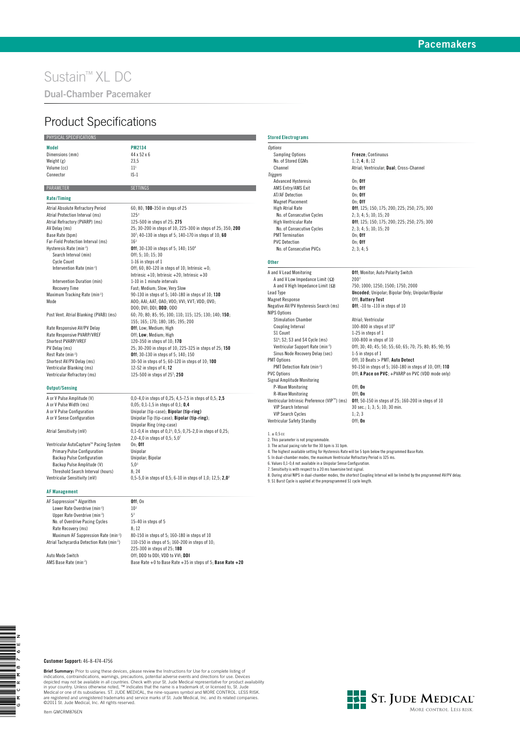# Sustain™ XL DC

## Dual-Chamber Pacemaker

## Product Specifications

| PHYSICAL SPECIFICATIONS | |
|---|---|
| **Model** | **PM2134** |
| Dimensions (mm) | 44 x 52 x 6 |
| Weight (g) | 23,5 |
| Volume (cc) | 11[1] |
| Connector | IS-1 |

| PARAMETER | SETTINGS |
|---|---|
| **Rate/Timing** | |
| Atrial Absolute Refractory Period | 60; 80; **100**-350 in steps of 25 |
| Atrial Protection Interval (ms) | 125[2] |
| Atrial Refractory (PVARP) (ms) | 125-500 in steps of 25; **275** |
| AV Delay (ms) | 25; 30-200 in steps of 10; 225-300 in steps of 25; 350; **200** |
| Base Rate (bpm) | 30[3]; 40-130 in steps of 5; 140-170 in steps of 10; **60** |
| Far-Field Protection Interval (ms) | 16[2] |
| Hysteresis Rate (min⁻¹) | **Off**; 30-130 in steps of 5; 140; 150[4] |
| Search Interval (min) | Off; 5; 10; 15; 30 |
| Cycle Count | 1-16 in steps of 1 |
| Intervention Rate (min⁻¹) | Off; 60; 80-120 in steps of 10; Intrinsic +0; Intrinsic +10; Intrinsic +20; Intrinsic +30 |
| Intervention Duration (min) | 1-10 in 1 minute intervals |
| Recovery Time | Fast; Medium; Slow; Very Slow |
| Maximum Tracking Rate (min⁻¹) | 90-130 in steps of 5; 140-180 in steps of 10; **130** |
| Mode | AOO; AAI; AAT; OAO; VOO; VVI; VVT; VDD; OVO; DOO; DVI; DDI; **DDD**; ODO |
| Post Vent. Atrial Blanking (PVAB) (ms) | 60; 70; 80; 85; 95; 100; 110; 115; 125; 130; 140; **150**; 155; 165; 170; 180; 185; 195; 200 |
| Rate Responsive AV/PV Delay | **Off**; Low; Medium; High |
| Rate Responsive PVARP/VREF | Off; **Low**; Medium; High |
| Shortest PVARP/VREF | 120-350 in steps of 10; **170** |
| PV Delay (ms) | 25; 30-200 in steps of 10; 225-325 in steps of 25; **150** |
| Rest Rate (min⁻¹) | **Off**; 30-130 in steps of 5; 140; 150 |
| Shortest AV/PV Delay (ms) | 30-50 in steps of 5; 60-120 in steps of 10; **100** |
| Ventricular Blanking (ms) | 12-52 in steps of 4; **12** |
| Ventricular Refractory (ms) | 125-500 in steps of 25[5]; **250** |
| **Output/Sensing** | |
| A or V Pulse Amplitude (V) | 0,0-4,0 in steps of 0,25; 4,5-7,5 in steps of 0,5; **2,5** |
| A or V Pulse Width (ms) | 0,05; 0,1-1,5 in steps of 0,1; **0,4** |
| A or V Pulse Configuration | Unipolar (tip-case); **Bipolar (tip-ring)** |
| A or V Sense Configuration | Unipolar Tip (tip-case); **Bipolar (tip-ring)**; Unipolar Ring (ring-case) |
| Atrial Sensitivity (mV) | 0,1-0,4 in steps of 0,1[6]; 0,5; 0,75-2,0 in steps of 0,25; 2,0-4,0 in steps of 0,5; 5,0[7] |
| Ventricular AutoCapture™ Pacing System | On; **Off** |
| Primary Pulse Configuration | Unipolar |
| Backup Pulse Configuration | Unipolar; Bipolar |
| Backup Pulse Amplitude (V) | 5,0[2] |
| Threshold Search Interval (hours) | 8; 24 |
| Ventricular Sensitivity (mV) | 0,5-5,0 in steps of 0,5; 6-10 in steps of 1,0; 12,5; **2,0**[7] |
| **AF Management** | |
| AF Suppression™ Algorithm | **Off**; On |
| Lower Rate Overdrive (min⁻¹) | 10[2] |
| Upper Rate Overdrive (min⁻¹) | 5[2] |
| No. of Overdrive Pacing Cycles | 15-40 in steps of 5 |
| Rate Recovery (ms) | 8; 12 |
| Maximum AF Suppression Rate (min⁻¹) | 80-150 in steps of 5; 160-180 in steps of 10 |
| Atrial Tachycardia Detection Rate (min⁻¹) | 110-150 in steps of 5; 160-200 in steps of 10; 225-300 in steps of 25; **180** |
| Auto Mode Switch | Off; DDD to DDI; VDD to VVI; **DDI** |
| AMS Base Rate (min⁻¹) | Base Rate +0 to Base Rate +35 in steps of 5; **Base Rate +20** |

| | |
|---|---|
| **Stored Electrograms** | |
| *Options* | |
| Sampling Options | **Freeze**; Continuous |
| No. of Stored EGMs | 1; 2; **4**; 8; 12 |
| Channel | Atrial; Ventricular; **Dual**; Cross-Channel |
| *Triggers* | |
| Advanced Hysteresis | On; **Off** |
| AMS Entry/AMS Exit | On; **Off** |
| AT/AF Detection | On; **Off** |
| Magnet Placement | On; **Off** |
| High Atrial Rate | **Off**; 125; 150; 175; 200; 225; 250; 275; 300 |
| No. of Consecutive Cycles | 2; 3; 4; 5; 10; 15; 20 |
| High Ventricular Rate | **Off**; 125; 150; 175; 200; 225; 250; 275; 300 |
| No. of Consecutive Cycles | 2; 3; 4; 5; 10; 15; 20 |
| PMT Termination | On; **Off** |
| PVC Detection | On; **Off** |
| No. of Consecutive PVCs | 2; 3; 4; 5 |
| **Other** | |
| A and V Lead Monitoring | **Off**; Monitor; Auto Polarity Switch |
| A and V Low Impedance Limit (Ω) | 200[2] |
| A and V High Impedance Limit (Ω) | 750; 1000; 1250; 1500; 1750; 2000 |
| Lead Type | **Uncoded**; Unipolar; Bipolar Only; Unipolar/Bipolar |
| Magnet Response | Off; **Battery Test** |
| Negative AV/PV Hysteresis Search (ms) | **Off**; -10 to -110 in steps of 10 |
| NIPS Options | |
| Stimulation Chamber | Atrial; Ventricular |
| Coupling Interval | 100-800 in steps of 10[8] |
| S1 Count | 1-25 in steps of 1 |
| S1[9]; S2; S3 and S4 Cycle (ms) | 100-800 in steps of 10 |
| Ventricular Support Rate (min⁻¹) | Off; 30; 40; 45; 50; 55; 60; 65; 70; 75; 80; 85; 90; 95 |
| Sinus Node Recovery Delay (sec) | 1-5 in steps of 1 |
| PMT Options | Off; 10 Beats > PMT; **Auto Detect** |
| PMT Detection Rate (min⁻¹) | 90-150 in steps of 5; 160-180 in steps of 10; Off; **110** |
| PVC Options | Off; **A Pace on PVC**; +PVARP on PVC (VDD mode only) |
| Signal Amplitude Monitoring | |
| P-Wave Monitoring | Off; **On** |
| R-Wave Monitoring | Off; **On** |
| Ventricular Intrinsic Preference (VIP™) (ms) | **Off**; 50-150 in steps of 25; 160-200 in steps of 10 |
| VIP Search Interval | 30 sec.; 1; 3; 5; 10; 30 min. |
| VIP Search Cycles | 1; 2; 3 |
| Ventricular Safety Standby | Off; **On** |

1. ± 0,5 cc
2. This parameter is not programmable.
3. The actual pacing rate for the 30 bpm is 31 bpm.
4. The highest available setting for Hysteresis Rate will be 5 bpm below the programmed Base Rate.
5. In dual-chamber modes, the maximum Ventricular Refractory Period is 325 ms.
6. Values 0,1-0,4 not available in a Unipolar Sense Configuration.
7. Sensitivity is with respect to a 20 ms haversine test signal.
8. During atrial NIPS in dual-chamber modes, the shortest Coupling Interval will be limited by the programmed AV/PV delay.
9. S1 Burst Cycle is applied at the preprogrammed S1 cycle length.

**Customer Support:** 46-8-474-4756

**Brief Summary:** Prior to using these devices, please review the Instructions for Use for a complete listing of indications, contraindications, warnings, precautions, potential adverse events and directions for use. Devices depicted may not be available in all countries. Check with your St. Jude Medical representative for product availability in your country. Unless otherwise noted, ™ indicates that the name is a trademark of, or licensed to, St. Jude Medical or one of its subsidiaries. ST. JUDE MEDICAL, the nine-squares symbol and MORE CONTROL. LESS RISK. are registered and unregistered trademarks and service marks of St. Jude Medical, Inc. and its related companies. ©2011 St. Jude Medical, Inc. All rights reserved.

Item GMCRM876EN

ST. JUDE MEDICAL
MORE CONTROL. LESS RISK.